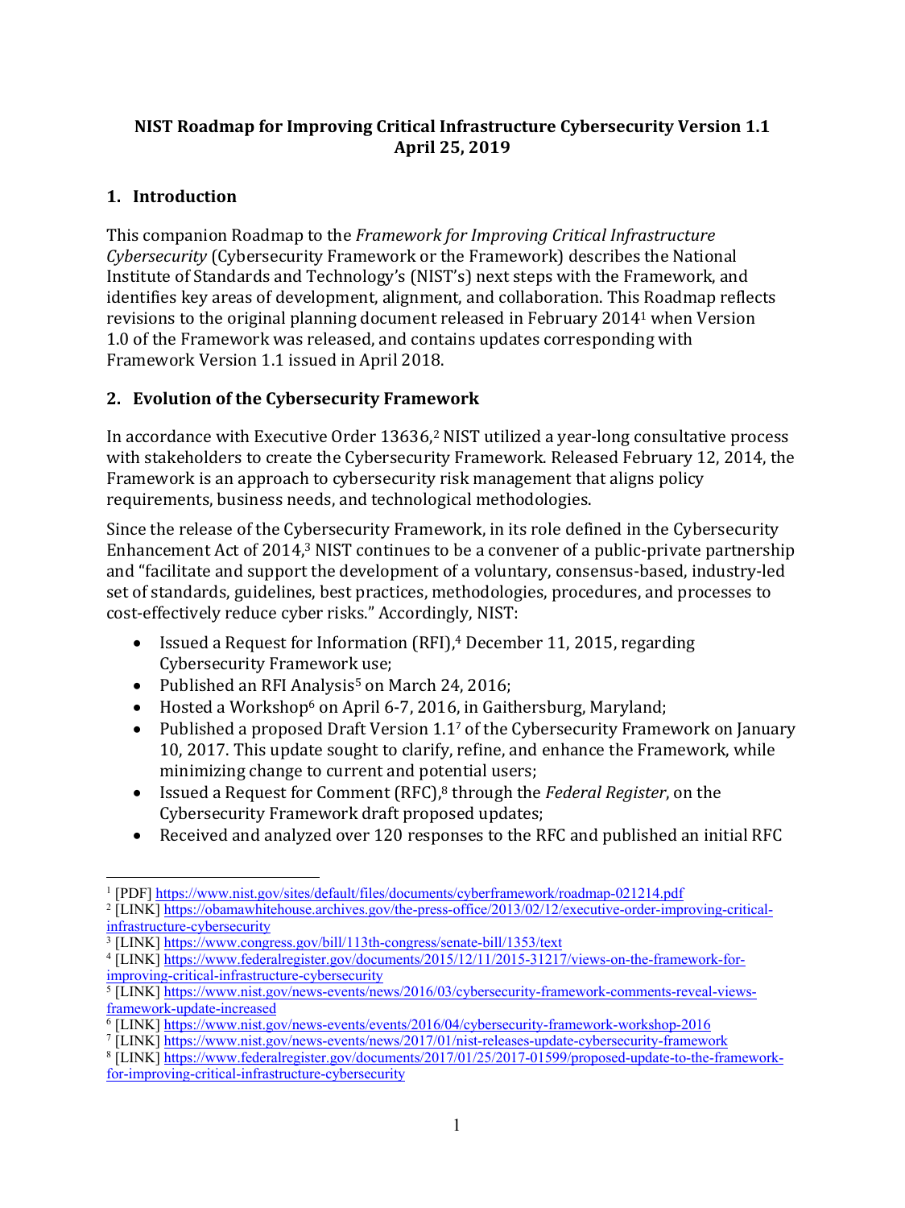**NIST Roadmap for Improving Critical Infrastructure Cybersecurity Version 1.1**
**April 25, 2019**

## 1. Introduction

This companion Roadmap to the *Framework for Improving Critical Infrastructure Cybersecurity* (Cybersecurity Framework or the Framework) describes the National Institute of Standards and Technology's (NIST's) next steps with the Framework, and identifies key areas of development, alignment, and collaboration. This Roadmap reflects revisions to the original planning document released in February 2014[1] when Version 1.0 of the Framework was released, and contains updates corresponding with Framework Version 1.1 issued in April 2018.

## 2. Evolution of the Cybersecurity Framework

In accordance with Executive Order 13636,[2] NIST utilized a year-long consultative process with stakeholders to create the Cybersecurity Framework. Released February 12, 2014, the Framework is an approach to cybersecurity risk management that aligns policy requirements, business needs, and technological methodologies.

Since the release of the Cybersecurity Framework, in its role defined in the Cybersecurity Enhancement Act of 2014,[3] NIST continues to be a convener of a public-private partnership and "facilitate and support the development of a voluntary, consensus-based, industry-led set of standards, guidelines, best practices, methodologies, procedures, and processes to cost-effectively reduce cyber risks." Accordingly, NIST:

- Issued a Request for Information (RFI),[4] December 11, 2015, regarding Cybersecurity Framework use;
- Published an RFI Analysis[5] on March 24, 2016;
- Hosted a Workshop[6] on April 6-7, 2016, in Gaithersburg, Maryland;
- Published a proposed Draft Version 1.1[7] of the Cybersecurity Framework on January 10, 2017. This update sought to clarify, refine, and enhance the Framework, while minimizing change to current and potential users;
- Issued a Request for Comment (RFC),[8] through the *Federal Register*, on the Cybersecurity Framework draft proposed updates;
- Received and analyzed over 120 responses to the RFC and published an initial RFC

---

[1] [PDF] https://www.nist.gov/sites/default/files/documents/cyberframework/roadmap-021214.pdf
[2] [LINK] https://obamawhitehouse.archives.gov/the-press-office/2013/02/12/executive-order-improving-critical-infrastructure-cybersecurity
[3] [LINK] https://www.congress.gov/bill/113th-congress/senate-bill/1353/text
[4] [LINK] https://www.federalregister.gov/documents/2015/12/11/2015-31217/views-on-the-framework-for-improving-critical-infrastructure-cybersecurity
[5] [LINK] https://www.nist.gov/news-events/news/2016/03/cybersecurity-framework-comments-reveal-views-framework-update-increased
[6] [LINK] https://www.nist.gov/news-events/events/2016/04/cybersecurity-framework-workshop-2016
[7] [LINK] https://www.nist.gov/news-events/news/2017/01/nist-releases-update-cybersecurity-framework
[8] [LINK] https://www.federalregister.gov/documents/2017/01/25/2017-01599/proposed-update-to-the-framework-for-improving-critical-infrastructure-cybersecurity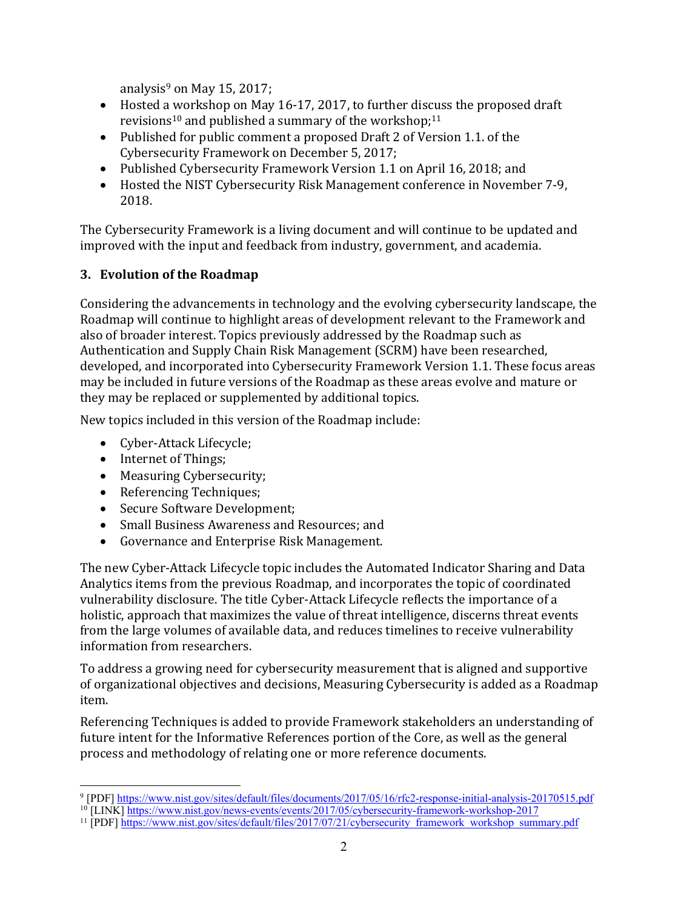analysis[9] on May 15, 2017;

- Hosted a workshop on May 16-17, 2017, to further discuss the proposed draft revisions[10] and published a summary of the workshop;[11]
- Published for public comment a proposed Draft 2 of Version 1.1. of the Cybersecurity Framework on December 5, 2017;
- Published Cybersecurity Framework Version 1.1 on April 16, 2018; and
- Hosted the NIST Cybersecurity Risk Management conference in November 7-9, 2018.

The Cybersecurity Framework is a living document and will continue to be updated and improved with the input and feedback from industry, government, and academia.

## 3. Evolution of the Roadmap

Considering the advancements in technology and the evolving cybersecurity landscape, the Roadmap will continue to highlight areas of development relevant to the Framework and also of broader interest. Topics previously addressed by the Roadmap such as Authentication and Supply Chain Risk Management (SCRM) have been researched, developed, and incorporated into Cybersecurity Framework Version 1.1. These focus areas may be included in future versions of the Roadmap as these areas evolve and mature or they may be replaced or supplemented by additional topics.

New topics included in this version of the Roadmap include:

- Cyber-Attack Lifecycle;
- Internet of Things;
- Measuring Cybersecurity;
- Referencing Techniques;
- Secure Software Development;
- Small Business Awareness and Resources; and
- Governance and Enterprise Risk Management.

The new Cyber-Attack Lifecycle topic includes the Automated Indicator Sharing and Data Analytics items from the previous Roadmap, and incorporates the topic of coordinated vulnerability disclosure. The title Cyber-Attack Lifecycle reflects the importance of a holistic, approach that maximizes the value of threat intelligence, discerns threat events from the large volumes of available data, and reduces timelines to receive vulnerability information from researchers.

To address a growing need for cybersecurity measurement that is aligned and supportive of organizational objectives and decisions, Measuring Cybersecurity is added as a Roadmap item.

Referencing Techniques is added to provide Framework stakeholders an understanding of future intent for the Informative References portion of the Core, as well as the general process and methodology of relating one or more reference documents.

---

[9] [PDF] https://www.nist.gov/sites/default/files/documents/2017/05/16/rfc2-response-initial-analysis-20170515.pdf

[10] [LINK] https://www.nist.gov/news-events/events/2017/05/cybersecurity-framework-workshop-2017

[11] [PDF] https://www.nist.gov/sites/default/files/2017/07/21/cybersecurity_framework_workshop_summary.pdf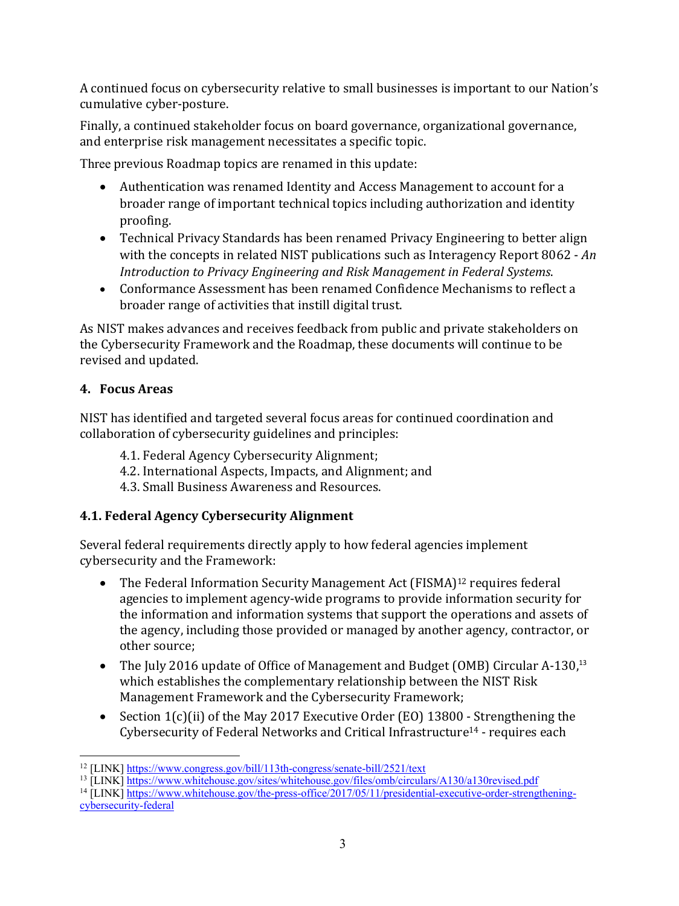A continued focus on cybersecurity relative to small businesses is important to our Nation's cumulative cyber-posture.

Finally, a continued stakeholder focus on board governance, organizational governance, and enterprise risk management necessitates a specific topic.

Three previous Roadmap topics are renamed in this update:

- Authentication was renamed Identity and Access Management to account for a broader range of important technical topics including authorization and identity proofing.
- Technical Privacy Standards has been renamed Privacy Engineering to better align with the concepts in related NIST publications such as Interagency Report 8062 - *An Introduction to Privacy Engineering and Risk Management in Federal Systems*.
- Conformance Assessment has been renamed Confidence Mechanisms to reflect a broader range of activities that instill digital trust.

As NIST makes advances and receives feedback from public and private stakeholders on the Cybersecurity Framework and the Roadmap, these documents will continue to be revised and updated.

## 4. Focus Areas

NIST has identified and targeted several focus areas for continued coordination and collaboration of cybersecurity guidelines and principles:

4.1. Federal Agency Cybersecurity Alignment;
4.2. International Aspects, Impacts, and Alignment; and
4.3. Small Business Awareness and Resources.

### 4.1. Federal Agency Cybersecurity Alignment

Several federal requirements directly apply to how federal agencies implement cybersecurity and the Framework:

- The Federal Information Security Management Act (FISMA)[12] requires federal agencies to implement agency-wide programs to provide information security for the information and information systems that support the operations and assets of the agency, including those provided or managed by another agency, contractor, or other source;
- The July 2016 update of Office of Management and Budget (OMB) Circular A-130,[13] which establishes the complementary relationship between the NIST Risk Management Framework and the Cybersecurity Framework;
- Section 1(c)(ii) of the May 2017 Executive Order (EO) 13800 - Strengthening the Cybersecurity of Federal Networks and Critical Infrastructure[14] - requires each

[12] [LINK] https://www.congress.gov/bill/113th-congress/senate-bill/2521/text
[13] [LINK] https://www.whitehouse.gov/sites/whitehouse.gov/files/omb/circulars/A130/a130revised.pdf
[14] [LINK] https://www.whitehouse.gov/the-press-office/2017/05/11/presidential-executive-order-strengthening-cybersecurity-federal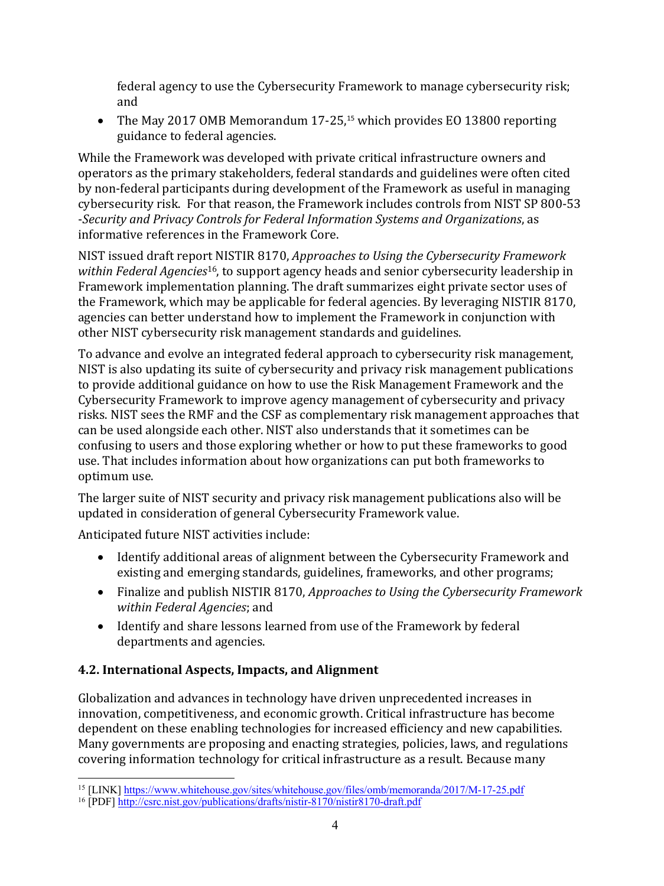federal agency to use the Cybersecurity Framework to manage cybersecurity risk; and

- The May 2017 OMB Memorandum 17-25,[15] which provides EO 13800 reporting guidance to federal agencies.

While the Framework was developed with private critical infrastructure owners and operators as the primary stakeholders, federal standards and guidelines were often cited by non-federal participants during development of the Framework as useful in managing cybersecurity risk. For that reason, the Framework includes controls from NIST SP 800-53 -*Security and Privacy Controls for Federal Information Systems and Organizations*, as informative references in the Framework Core.

NIST issued draft report NISTIR 8170, *Approaches to Using the Cybersecurity Framework within Federal Agencies*[16], to support agency heads and senior cybersecurity leadership in Framework implementation planning. The draft summarizes eight private sector uses of the Framework, which may be applicable for federal agencies. By leveraging NISTIR 8170, agencies can better understand how to implement the Framework in conjunction with other NIST cybersecurity risk management standards and guidelines.

To advance and evolve an integrated federal approach to cybersecurity risk management, NIST is also updating its suite of cybersecurity and privacy risk management publications to provide additional guidance on how to use the Risk Management Framework and the Cybersecurity Framework to improve agency management of cybersecurity and privacy risks. NIST sees the RMF and the CSF as complementary risk management approaches that can be used alongside each other. NIST also understands that it sometimes can be confusing to users and those exploring whether or how to put these frameworks to good use. That includes information about how organizations can put both frameworks to optimum use.

The larger suite of NIST security and privacy risk management publications also will be updated in consideration of general Cybersecurity Framework value.

Anticipated future NIST activities include:

- Identify additional areas of alignment between the Cybersecurity Framework and existing and emerging standards, guidelines, frameworks, and other programs;
- Finalize and publish NISTIR 8170, *Approaches to Using the Cybersecurity Framework within Federal Agencies*; and
- Identify and share lessons learned from use of the Framework by federal departments and agencies.

## 4.2. International Aspects, Impacts, and Alignment

Globalization and advances in technology have driven unprecedented increases in innovation, competitiveness, and economic growth. Critical infrastructure has become dependent on these enabling technologies for increased efficiency and new capabilities. Many governments are proposing and enacting strategies, policies, laws, and regulations covering information technology for critical infrastructure as a result. Because many

[15] [LINK] https://www.whitehouse.gov/sites/whitehouse.gov/files/omb/memoranda/2017/M-17-25.pdf

[16] [PDF] http://csrc.nist.gov/publications/drafts/nistir-8170/nistir8170-draft.pdf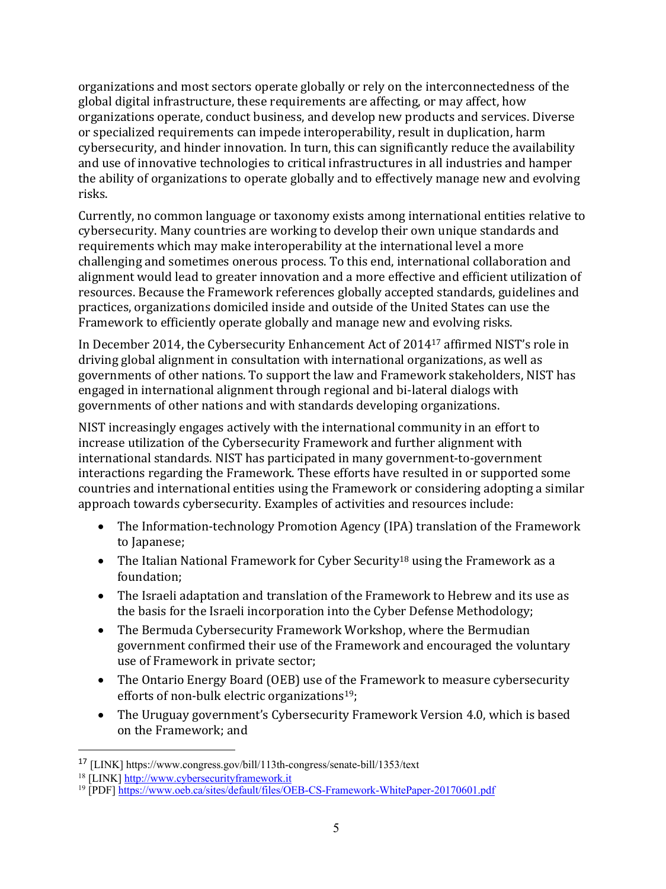organizations and most sectors operate globally or rely on the interconnectedness of the global digital infrastructure, these requirements are affecting, or may affect, how organizations operate, conduct business, and develop new products and services. Diverse or specialized requirements can impede interoperability, result in duplication, harm cybersecurity, and hinder innovation. In turn, this can significantly reduce the availability and use of innovative technologies to critical infrastructures in all industries and hamper the ability of organizations to operate globally and to effectively manage new and evolving risks.

Currently, no common language or taxonomy exists among international entities relative to cybersecurity. Many countries are working to develop their own unique standards and requirements which may make interoperability at the international level a more challenging and sometimes onerous process. To this end, international collaboration and alignment would lead to greater innovation and a more effective and efficient utilization of resources. Because the Framework references globally accepted standards, guidelines and practices, organizations domiciled inside and outside of the United States can use the Framework to efficiently operate globally and manage new and evolving risks.

In December 2014, the Cybersecurity Enhancement Act of 2014[17] affirmed NIST's role in driving global alignment in consultation with international organizations, as well as governments of other nations. To support the law and Framework stakeholders, NIST has engaged in international alignment through regional and bi-lateral dialogs with governments of other nations and with standards developing organizations.

NIST increasingly engages actively with the international community in an effort to increase utilization of the Cybersecurity Framework and further alignment with international standards. NIST has participated in many government-to-government interactions regarding the Framework. These efforts have resulted in or supported some countries and international entities using the Framework or considering adopting a similar approach towards cybersecurity. Examples of activities and resources include:

- The Information-technology Promotion Agency (IPA) translation of the Framework to Japanese;
- The Italian National Framework for Cyber Security[18] using the Framework as a foundation;
- The Israeli adaptation and translation of the Framework to Hebrew and its use as the basis for the Israeli incorporation into the Cyber Defense Methodology;
- The Bermuda Cybersecurity Framework Workshop, where the Bermudian government confirmed their use of the Framework and encouraged the voluntary use of Framework in private sector;
- The Ontario Energy Board (OEB) use of the Framework to measure cybersecurity efforts of non-bulk electric organizations[19];
- The Uruguay government's Cybersecurity Framework Version 4.0, which is based on the Framework; and

---

[17] [LINK] https://www.congress.gov/bill/113th-congress/senate-bill/1353/text

[18] [LINK] http://www.cybersecurityframework.it

[19] [PDF] https://www.oeb.ca/sites/default/files/OEB-CS-Framework-WhitePaper-20170601.pdf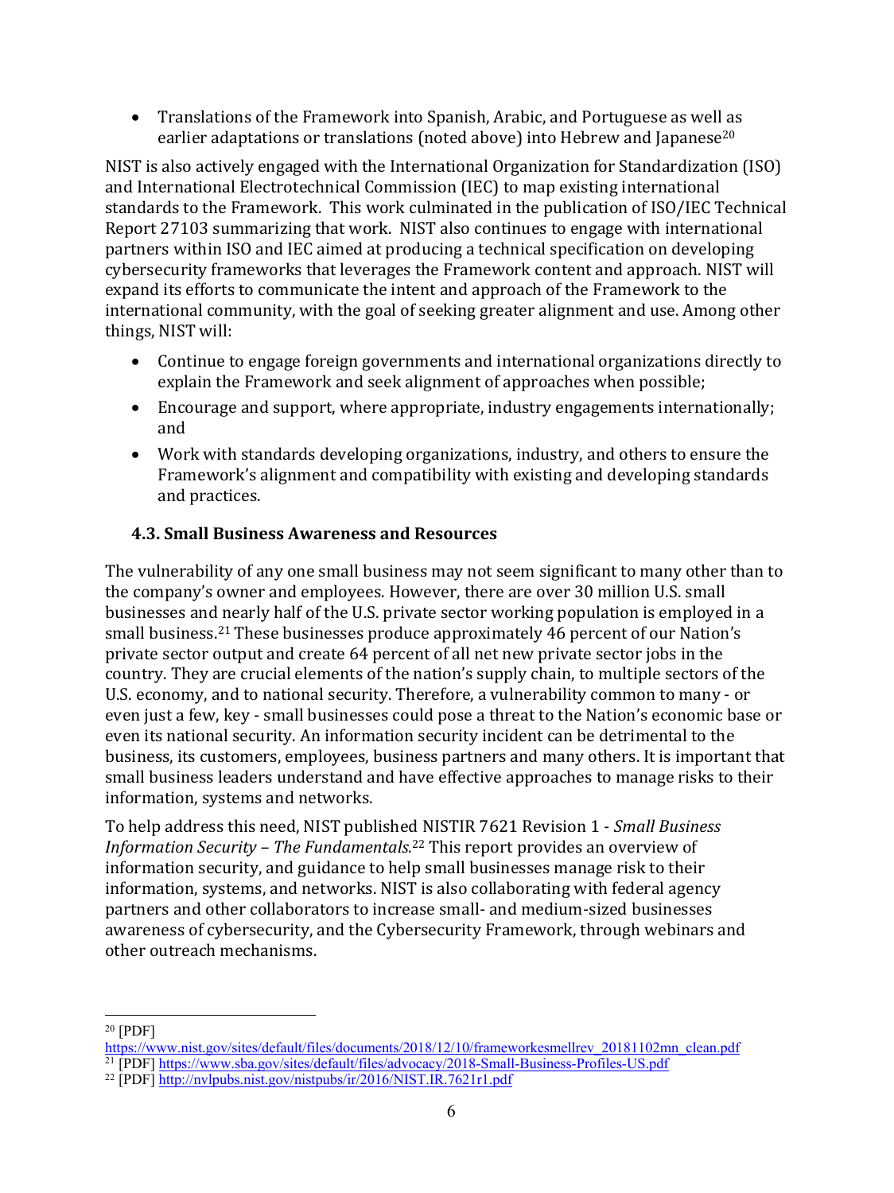- Translations of the Framework into Spanish, Arabic, and Portuguese as well as earlier adaptations or translations (noted above) into Hebrew and Japanese[20]

NIST is also actively engaged with the International Organization for Standardization (ISO) and International Electrotechnical Commission (IEC) to map existing international standards to the Framework. This work culminated in the publication of ISO/IEC Technical Report 27103 summarizing that work. NIST also continues to engage with international partners within ISO and IEC aimed at producing a technical specification on developing cybersecurity frameworks that leverages the Framework content and approach. NIST will expand its efforts to communicate the intent and approach of the Framework to the international community, with the goal of seeking greater alignment and use. Among other things, NIST will:

- Continue to engage foreign governments and international organizations directly to explain the Framework and seek alignment of approaches when possible;
- Encourage and support, where appropriate, industry engagements internationally; and
- Work with standards developing organizations, industry, and others to ensure the Framework's alignment and compatibility with existing and developing standards and practices.

### 4.3. Small Business Awareness and Resources

The vulnerability of any one small business may not seem significant to many other than to the company's owner and employees. However, there are over 30 million U.S. small businesses and nearly half of the U.S. private sector working population is employed in a small business.[21] These businesses produce approximately 46 percent of our Nation's private sector output and create 64 percent of all net new private sector jobs in the country. They are crucial elements of the nation's supply chain, to multiple sectors of the U.S. economy, and to national security. Therefore, a vulnerability common to many - or even just a few, key - small businesses could pose a threat to the Nation's economic base or even its national security. An information security incident can be detrimental to the business, its customers, employees, business partners and many others. It is important that small business leaders understand and have effective approaches to manage risks to their information, systems and networks.

To help address this need, NIST published NISTIR 7621 Revision 1 - *Small Business Information Security – The Fundamentals*.[22] This report provides an overview of information security, and guidance to help small businesses manage risk to their information, systems, and networks. NIST is also collaborating with federal agency partners and other collaborators to increase small- and medium-sized businesses awareness of cybersecurity, and the Cybersecurity Framework, through webinars and other outreach mechanisms.

---

[20] [PDF] https://www.nist.gov/sites/default/files/documents/2018/12/10/frameworkesmellrev_20181102mn_clean.pdf

[21] [PDF] https://www.sba.gov/sites/default/files/advocacy/2018-Small-Business-Profiles-US.pdf

[22] [PDF] http://nvlpubs.nist.gov/nistpubs/ir/2016/NIST.IR.7621r1.pdf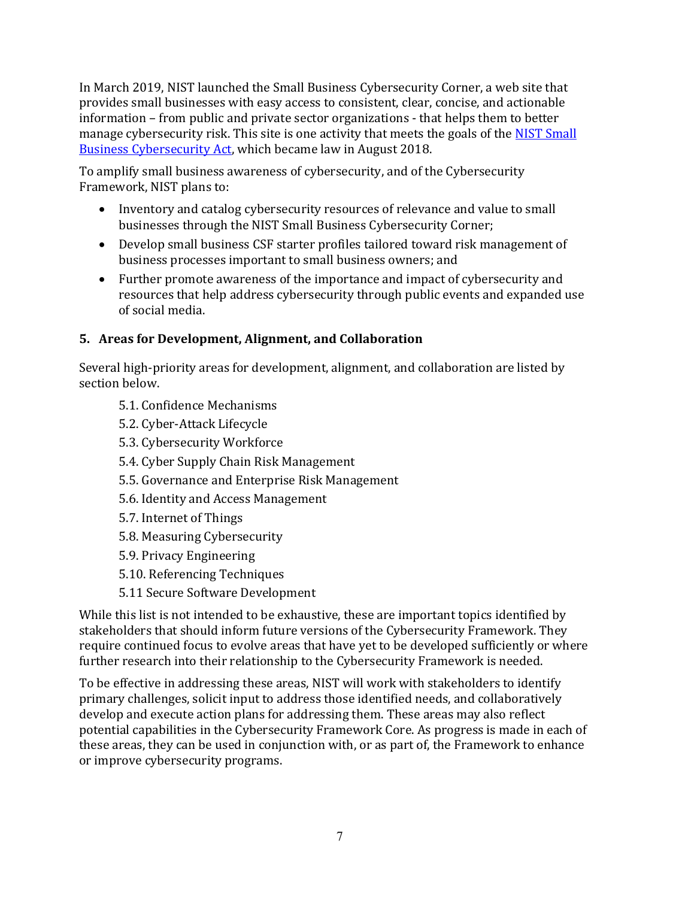In March 2019, NIST launched the Small Business Cybersecurity Corner, a web site that provides small businesses with easy access to consistent, clear, concise, and actionable information – from public and private sector organizations - that helps them to better manage cybersecurity risk. This site is one activity that meets the goals of the [NIST Small Business Cybersecurity Act](), which became law in August 2018.

To amplify small business awareness of cybersecurity, and of the Cybersecurity Framework, NIST plans to:

- Inventory and catalog cybersecurity resources of relevance and value to small businesses through the NIST Small Business Cybersecurity Corner;
- Develop small business CSF starter profiles tailored toward risk management of business processes important to small business owners; and
- Further promote awareness of the importance and impact of cybersecurity and resources that help address cybersecurity through public events and expanded use of social media.

## 5. Areas for Development, Alignment, and Collaboration

Several high-priority areas for development, alignment, and collaboration are listed by section below.

5.1. Confidence Mechanisms
5.2. Cyber-Attack Lifecycle
5.3. Cybersecurity Workforce
5.4. Cyber Supply Chain Risk Management
5.5. Governance and Enterprise Risk Management
5.6. Identity and Access Management
5.7. Internet of Things
5.8. Measuring Cybersecurity
5.9. Privacy Engineering
5.10. Referencing Techniques
5.11 Secure Software Development

While this list is not intended to be exhaustive, these are important topics identified by stakeholders that should inform future versions of the Cybersecurity Framework. They require continued focus to evolve areas that have yet to be developed sufficiently or where further research into their relationship to the Cybersecurity Framework is needed.

To be effective in addressing these areas, NIST will work with stakeholders to identify primary challenges, solicit input to address those identified needs, and collaboratively develop and execute action plans for addressing them. These areas may also reflect potential capabilities in the Cybersecurity Framework Core. As progress is made in each of these areas, they can be used in conjunction with, or as part of, the Framework to enhance or improve cybersecurity programs.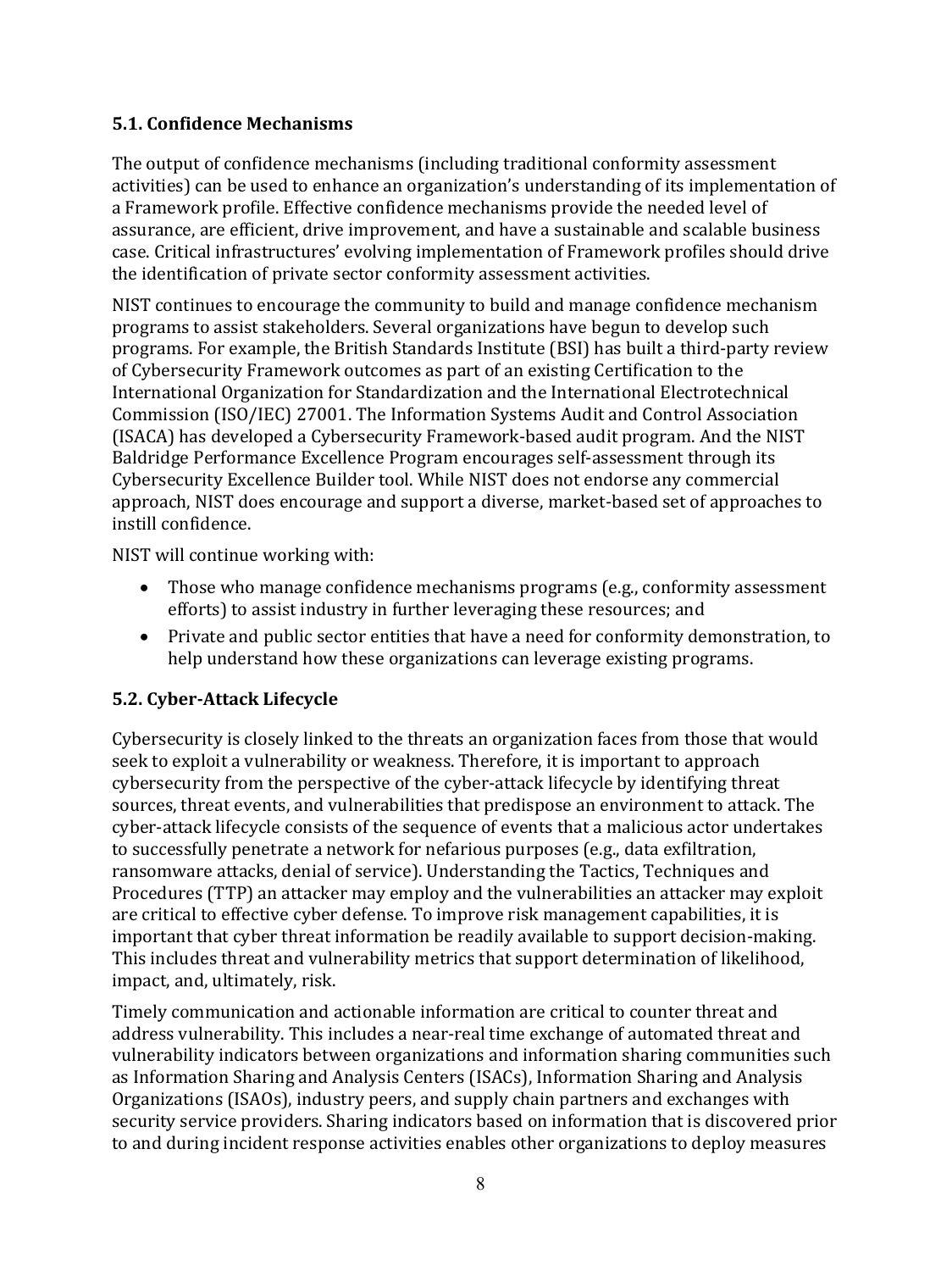### 5.1. Confidence Mechanisms

The output of confidence mechanisms (including traditional conformity assessment activities) can be used to enhance an organization's understanding of its implementation of a Framework profile. Effective confidence mechanisms provide the needed level of assurance, are efficient, drive improvement, and have a sustainable and scalable business case. Critical infrastructures' evolving implementation of Framework profiles should drive the identification of private sector conformity assessment activities.

NIST continues to encourage the community to build and manage confidence mechanism programs to assist stakeholders. Several organizations have begun to develop such programs. For example, the British Standards Institute (BSI) has built a third-party review of Cybersecurity Framework outcomes as part of an existing Certification to the International Organization for Standardization and the International Electrotechnical Commission (ISO/IEC) 27001. The Information Systems Audit and Control Association (ISACA) has developed a Cybersecurity Framework-based audit program. And the NIST Baldridge Performance Excellence Program encourages self-assessment through its Cybersecurity Excellence Builder tool. While NIST does not endorse any commercial approach, NIST does encourage and support a diverse, market-based set of approaches to instill confidence.

NIST will continue working with:

- Those who manage confidence mechanisms programs (e.g., conformity assessment efforts) to assist industry in further leveraging these resources; and
- Private and public sector entities that have a need for conformity demonstration, to help understand how these organizations can leverage existing programs.

### 5.2. Cyber-Attack Lifecycle

Cybersecurity is closely linked to the threats an organization faces from those that would seek to exploit a vulnerability or weakness. Therefore, it is important to approach cybersecurity from the perspective of the cyber-attack lifecycle by identifying threat sources, threat events, and vulnerabilities that predispose an environment to attack. The cyber-attack lifecycle consists of the sequence of events that a malicious actor undertakes to successfully penetrate a network for nefarious purposes (e.g., data exfiltration, ransomware attacks, denial of service). Understanding the Tactics, Techniques and Procedures (TTP) an attacker may employ and the vulnerabilities an attacker may exploit are critical to effective cyber defense. To improve risk management capabilities, it is important that cyber threat information be readily available to support decision-making. This includes threat and vulnerability metrics that support determination of likelihood, impact, and, ultimately, risk.

Timely communication and actionable information are critical to counter threat and address vulnerability. This includes a near-real time exchange of automated threat and vulnerability indicators between organizations and information sharing communities such as Information Sharing and Analysis Centers (ISACs), Information Sharing and Analysis Organizations (ISAOs), industry peers, and supply chain partners and exchanges with security service providers. Sharing indicators based on information that is discovered prior to and during incident response activities enables other organizations to deploy measures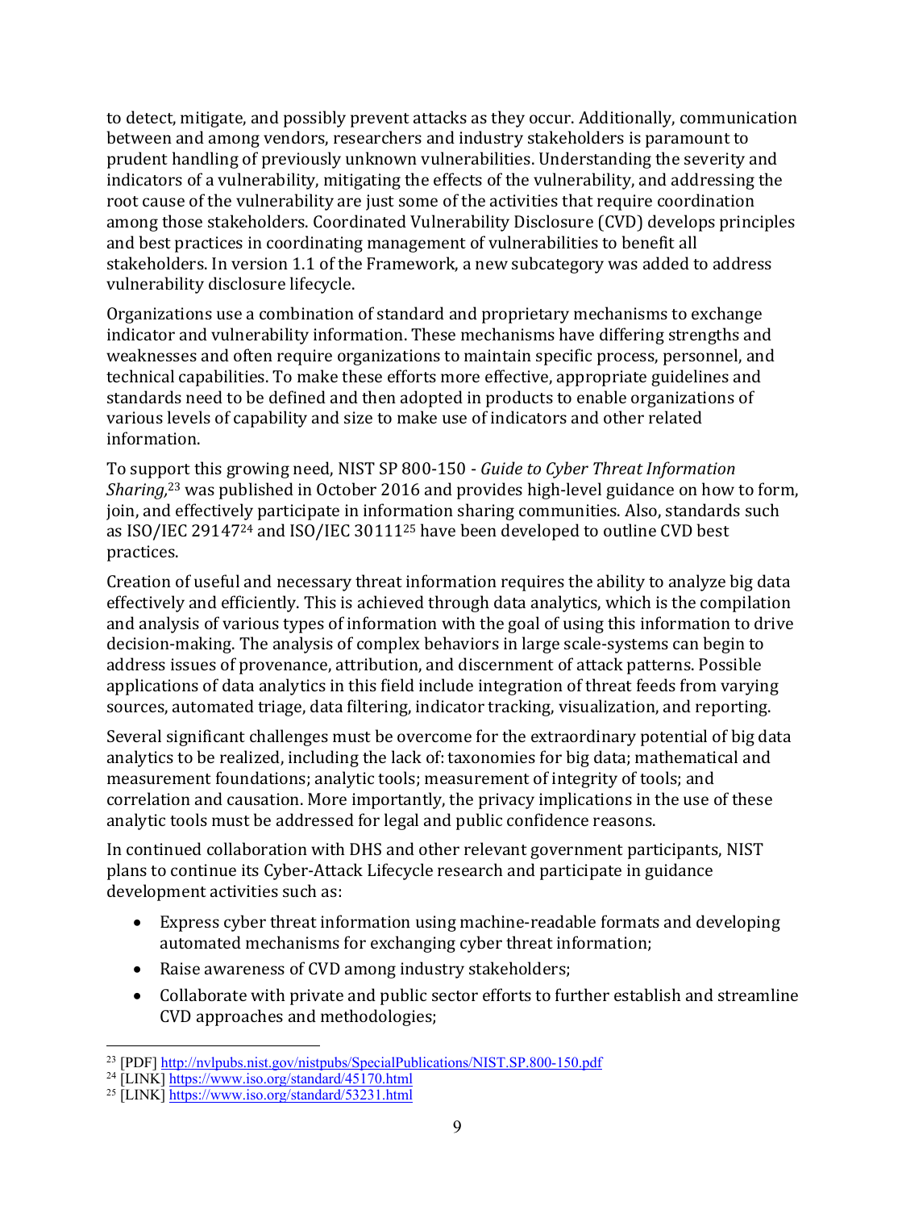to detect, mitigate, and possibly prevent attacks as they occur. Additionally, communication between and among vendors, researchers and industry stakeholders is paramount to prudent handling of previously unknown vulnerabilities. Understanding the severity and indicators of a vulnerability, mitigating the effects of the vulnerability, and addressing the root cause of the vulnerability are just some of the activities that require coordination among those stakeholders. Coordinated Vulnerability Disclosure (CVD) develops principles and best practices in coordinating management of vulnerabilities to benefit all stakeholders. In version 1.1 of the Framework, a new subcategory was added to address vulnerability disclosure lifecycle.

Organizations use a combination of standard and proprietary mechanisms to exchange indicator and vulnerability information. These mechanisms have differing strengths and weaknesses and often require organizations to maintain specific process, personnel, and technical capabilities. To make these efforts more effective, appropriate guidelines and standards need to be defined and then adopted in products to enable organizations of various levels of capability and size to make use of indicators and other related information.

To support this growing need, NIST SP 800-150 - *Guide to Cyber Threat Information Sharing,*[23] was published in October 2016 and provides high-level guidance on how to form, join, and effectively participate in information sharing communities. Also, standards such as ISO/IEC 29147[24] and ISO/IEC 30111[25] have been developed to outline CVD best practices.

Creation of useful and necessary threat information requires the ability to analyze big data effectively and efficiently. This is achieved through data analytics, which is the compilation and analysis of various types of information with the goal of using this information to drive decision-making. The analysis of complex behaviors in large scale-systems can begin to address issues of provenance, attribution, and discernment of attack patterns. Possible applications of data analytics in this field include integration of threat feeds from varying sources, automated triage, data filtering, indicator tracking, visualization, and reporting.

Several significant challenges must be overcome for the extraordinary potential of big data analytics to be realized, including the lack of: taxonomies for big data; mathematical and measurement foundations; analytic tools; measurement of integrity of tools; and correlation and causation. More importantly, the privacy implications in the use of these analytic tools must be addressed for legal and public confidence reasons.

In continued collaboration with DHS and other relevant government participants, NIST plans to continue its Cyber-Attack Lifecycle research and participate in guidance development activities such as:

- Express cyber threat information using machine-readable formats and developing automated mechanisms for exchanging cyber threat information;
- Raise awareness of CVD among industry stakeholders;
- Collaborate with private and public sector efforts to further establish and streamline CVD approaches and methodologies;

[23] [PDF] http://nvlpubs.nist.gov/nistpubs/SpecialPublications/NIST.SP.800-150.pdf

[24] [LINK] https://www.iso.org/standard/45170.html

[25] [LINK] https://www.iso.org/standard/53231.html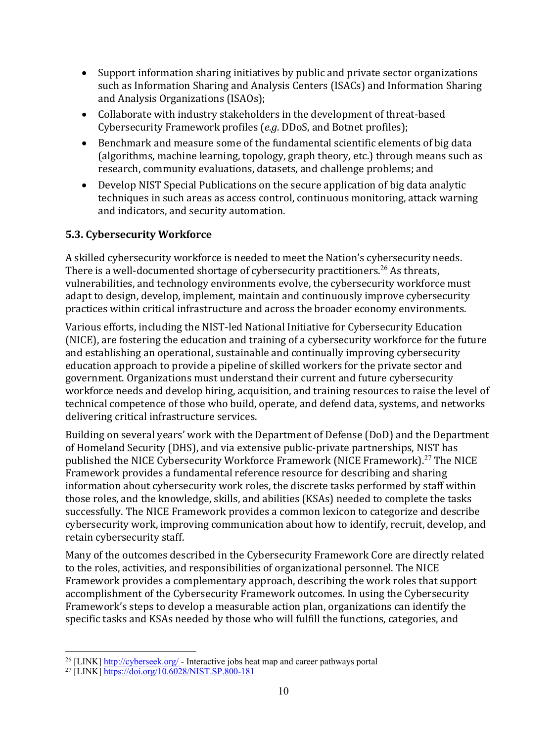- Support information sharing initiatives by public and private sector organizations such as Information Sharing and Analysis Centers (ISACs) and Information Sharing and Analysis Organizations (ISAOs);
- Collaborate with industry stakeholders in the development of threat-based Cybersecurity Framework profiles (*e.g.* DDoS, and Botnet profiles);
- Benchmark and measure some of the fundamental scientific elements of big data (algorithms, machine learning, topology, graph theory, etc.) through means such as research, community evaluations, datasets, and challenge problems; and
- Develop NIST Special Publications on the secure application of big data analytic techniques in such areas as access control, continuous monitoring, attack warning and indicators, and security automation.

### 5.3. Cybersecurity Workforce

A skilled cybersecurity workforce is needed to meet the Nation's cybersecurity needs. There is a well-documented shortage of cybersecurity practitioners.[26] As threats, vulnerabilities, and technology environments evolve, the cybersecurity workforce must adapt to design, develop, implement, maintain and continuously improve cybersecurity practices within critical infrastructure and across the broader economy environments.

Various efforts, including the NIST-led National Initiative for Cybersecurity Education (NICE), are fostering the education and training of a cybersecurity workforce for the future and establishing an operational, sustainable and continually improving cybersecurity education approach to provide a pipeline of skilled workers for the private sector and government. Organizations must understand their current and future cybersecurity workforce needs and develop hiring, acquisition, and training resources to raise the level of technical competence of those who build, operate, and defend data, systems, and networks delivering critical infrastructure services.

Building on several years' work with the Department of Defense (DoD) and the Department of Homeland Security (DHS), and via extensive public-private partnerships, NIST has published the NICE Cybersecurity Workforce Framework (NICE Framework).[27] The NICE Framework provides a fundamental reference resource for describing and sharing information about cybersecurity work roles, the discrete tasks performed by staff within those roles, and the knowledge, skills, and abilities (KSAs) needed to complete the tasks successfully. The NICE Framework provides a common lexicon to categorize and describe cybersecurity work, improving communication about how to identify, recruit, develop, and retain cybersecurity staff.

Many of the outcomes described in the Cybersecurity Framework Core are directly related to the roles, activities, and responsibilities of organizational personnel. The NICE Framework provides a complementary approach, describing the work roles that support accomplishment of the Cybersecurity Framework outcomes. In using the Cybersecurity Framework's steps to develop a measurable action plan, organizations can identify the specific tasks and KSAs needed by those who will fulfill the functions, categories, and

---

[26] [LINK] http://cyberseek.org/ - Interactive jobs heat map and career pathways portal

[27] [LINK] https://doi.org/10.6028/NIST.SP.800-181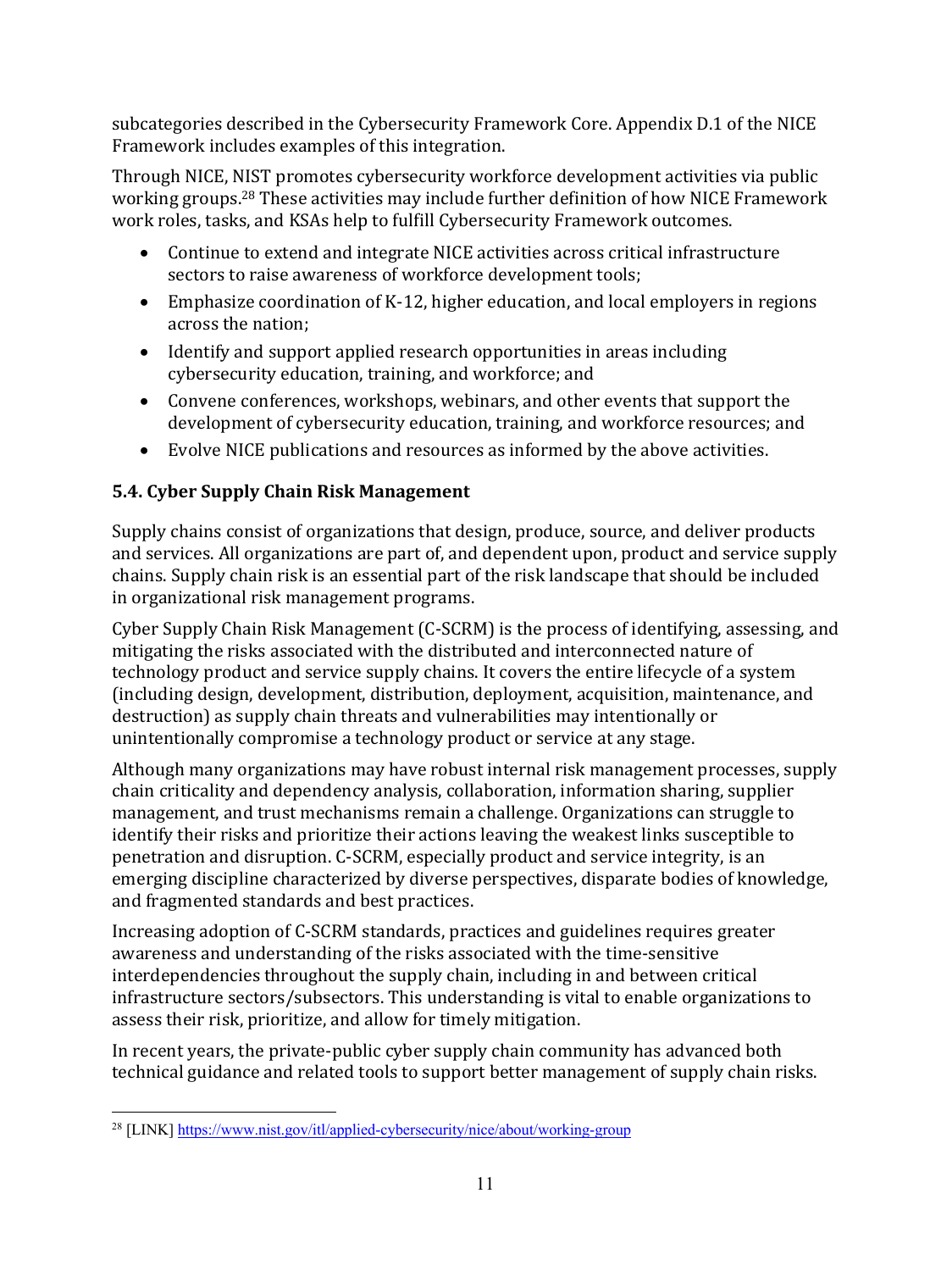subcategories described in the Cybersecurity Framework Core. Appendix D.1 of the NICE Framework includes examples of this integration.

Through NICE, NIST promotes cybersecurity workforce development activities via public working groups.[28] These activities may include further definition of how NICE Framework work roles, tasks, and KSAs help to fulfill Cybersecurity Framework outcomes.

- Continue to extend and integrate NICE activities across critical infrastructure sectors to raise awareness of workforce development tools;
- Emphasize coordination of K-12, higher education, and local employers in regions across the nation;
- Identify and support applied research opportunities in areas including cybersecurity education, training, and workforce; and
- Convene conferences, workshops, webinars, and other events that support the development of cybersecurity education, training, and workforce resources; and
- Evolve NICE publications and resources as informed by the above activities.

### 5.4. Cyber Supply Chain Risk Management

Supply chains consist of organizations that design, produce, source, and deliver products and services. All organizations are part of, and dependent upon, product and service supply chains. Supply chain risk is an essential part of the risk landscape that should be included in organizational risk management programs.

Cyber Supply Chain Risk Management (C-SCRM) is the process of identifying, assessing, and mitigating the risks associated with the distributed and interconnected nature of technology product and service supply chains. It covers the entire lifecycle of a system (including design, development, distribution, deployment, acquisition, maintenance, and destruction) as supply chain threats and vulnerabilities may intentionally or unintentionally compromise a technology product or service at any stage.

Although many organizations may have robust internal risk management processes, supply chain criticality and dependency analysis, collaboration, information sharing, supplier management, and trust mechanisms remain a challenge. Organizations can struggle to identify their risks and prioritize their actions leaving the weakest links susceptible to penetration and disruption. C-SCRM, especially product and service integrity, is an emerging discipline characterized by diverse perspectives, disparate bodies of knowledge, and fragmented standards and best practices.

Increasing adoption of C-SCRM standards, practices and guidelines requires greater awareness and understanding of the risks associated with the time-sensitive interdependencies throughout the supply chain, including in and between critical infrastructure sectors/subsectors. This understanding is vital to enable organizations to assess their risk, prioritize, and allow for timely mitigation.

In recent years, the private-public cyber supply chain community has advanced both technical guidance and related tools to support better management of supply chain risks.

---

[28] [LINK] https://www.nist.gov/itl/applied-cybersecurity/nice/about/working-group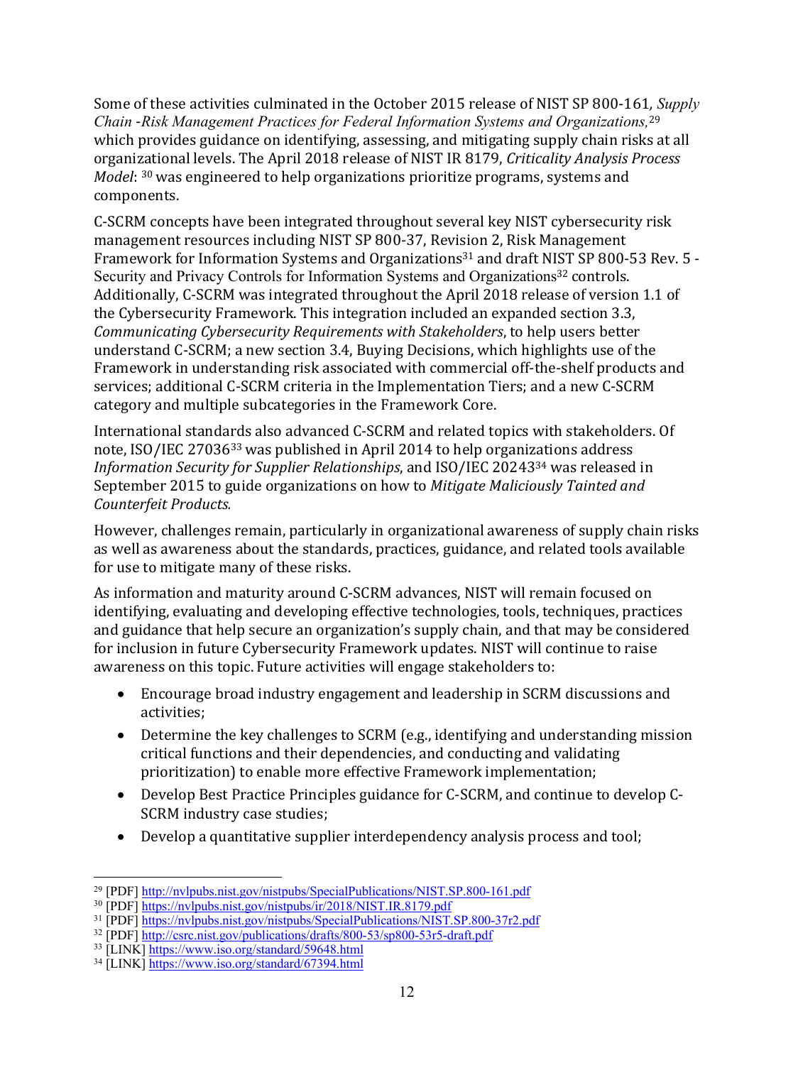Some of these activities culminated in the October 2015 release of NIST SP 800-161, *Supply Chain -Risk Management Practices for Federal Information Systems and Organizations,*[29] which provides guidance on identifying, assessing, and mitigating supply chain risks at all organizational levels. The April 2018 release of NIST IR 8179, *Criticality Analysis Process Model*: [30] was engineered to help organizations prioritize programs, systems and components.

C-SCRM concepts have been integrated throughout several key NIST cybersecurity risk management resources including NIST SP 800-37, Revision 2, Risk Management Framework for Information Systems and Organizations[31] and draft NIST SP 800-53 Rev. 5 - Security and Privacy Controls for Information Systems and Organizations[32] controls. Additionally, C-SCRM was integrated throughout the April 2018 release of version 1.1 of the Cybersecurity Framework. This integration included an expanded section 3.3, *Communicating Cybersecurity Requirements with Stakeholders*, to help users better understand C-SCRM; a new section 3.4, Buying Decisions, which highlights use of the Framework in understanding risk associated with commercial off-the-shelf products and services; additional C-SCRM criteria in the Implementation Tiers; and a new C-SCRM category and multiple subcategories in the Framework Core.

International standards also advanced C-SCRM and related topics with stakeholders. Of note, ISO/IEC 27036[33] was published in April 2014 to help organizations address *Information Security for Supplier Relationships*, and ISO/IEC 20243[34] was released in September 2015 to guide organizations on how to *Mitigate Maliciously Tainted and Counterfeit Products.*

However, challenges remain, particularly in organizational awareness of supply chain risks as well as awareness about the standards, practices, guidance, and related tools available for use to mitigate many of these risks.

As information and maturity around C-SCRM advances, NIST will remain focused on identifying, evaluating and developing effective technologies, tools, techniques, practices and guidance that help secure an organization's supply chain, and that may be considered for inclusion in future Cybersecurity Framework updates. NIST will continue to raise awareness on this topic. Future activities will engage stakeholders to:

- Encourage broad industry engagement and leadership in SCRM discussions and activities;
- Determine the key challenges to SCRM (e.g., identifying and understanding mission critical functions and their dependencies, and conducting and validating prioritization) to enable more effective Framework implementation;
- Develop Best Practice Principles guidance for C-SCRM, and continue to develop C-SCRM industry case studies;
- Develop a quantitative supplier interdependency analysis process and tool;

---

[29] [PDF] http://nvlpubs.nist.gov/nistpubs/SpecialPublications/NIST.SP.800-161.pdf

[30] [PDF] https://nvlpubs.nist.gov/nistpubs/ir/2018/NIST.IR.8179.pdf

[31] [PDF] https://nvlpubs.nist.gov/nistpubs/SpecialPublications/NIST.SP.800-37r2.pdf

[32] [PDF] http://csrc.nist.gov/publications/drafts/800-53/sp800-53r5-draft.pdf

[33] [LINK] https://www.iso.org/standard/59648.html

[34] [LINK] https://www.iso.org/standard/67394.html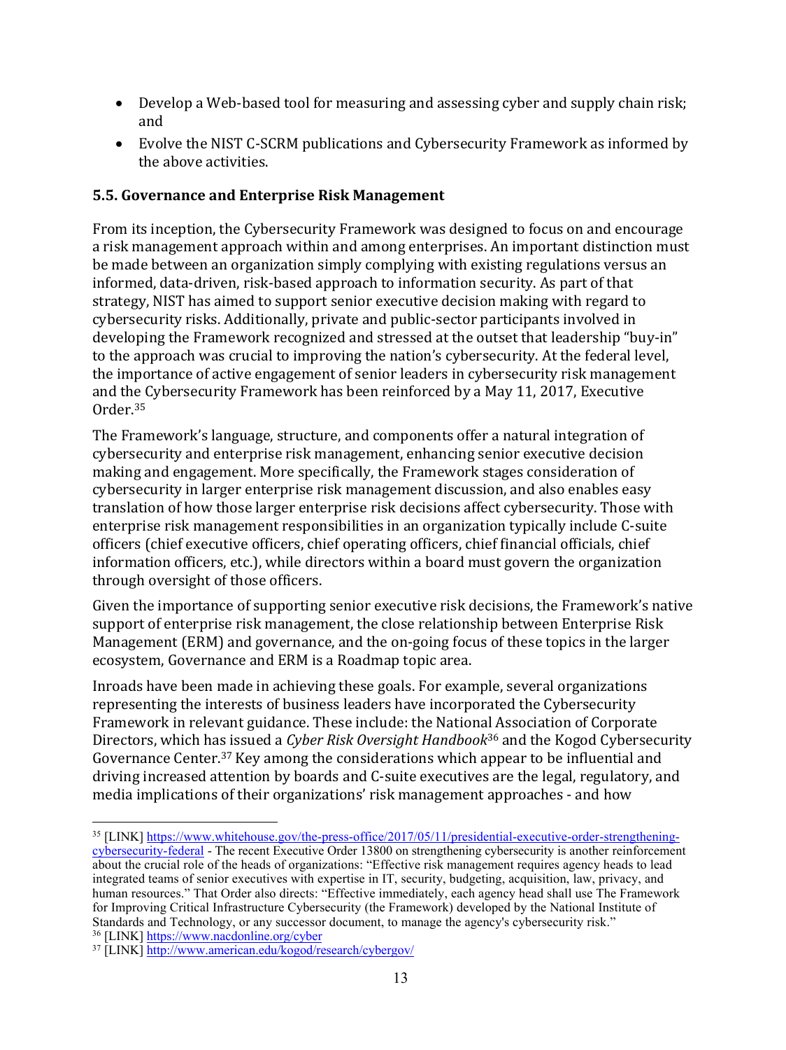- Develop a Web-based tool for measuring and assessing cyber and supply chain risk; and
- Evolve the NIST C-SCRM publications and Cybersecurity Framework as informed by the above activities.

### 5.5. Governance and Enterprise Risk Management

From its inception, the Cybersecurity Framework was designed to focus on and encourage a risk management approach within and among enterprises. An important distinction must be made between an organization simply complying with existing regulations versus an informed, data-driven, risk-based approach to information security. As part of that strategy, NIST has aimed to support senior executive decision making with regard to cybersecurity risks. Additionally, private and public-sector participants involved in developing the Framework recognized and stressed at the outset that leadership "buy-in" to the approach was crucial to improving the nation's cybersecurity. At the federal level, the importance of active engagement of senior leaders in cybersecurity risk management and the Cybersecurity Framework has been reinforced by a May 11, 2017, Executive Order.[35]

The Framework's language, structure, and components offer a natural integration of cybersecurity and enterprise risk management, enhancing senior executive decision making and engagement. More specifically, the Framework stages consideration of cybersecurity in larger enterprise risk management discussion, and also enables easy translation of how those larger enterprise risk decisions affect cybersecurity. Those with enterprise risk management responsibilities in an organization typically include C-suite officers (chief executive officers, chief operating officers, chief financial officials, chief information officers, etc.), while directors within a board must govern the organization through oversight of those officers.

Given the importance of supporting senior executive risk decisions, the Framework's native support of enterprise risk management, the close relationship between Enterprise Risk Management (ERM) and governance, and the on-going focus of these topics in the larger ecosystem, Governance and ERM is a Roadmap topic area.

Inroads have been made in achieving these goals. For example, several organizations representing the interests of business leaders have incorporated the Cybersecurity Framework in relevant guidance. These include: the National Association of Corporate Directors, which has issued a *Cyber Risk Oversight Handbook*[36] and the Kogod Cybersecurity Governance Center.[37] Key among the considerations which appear to be influential and driving increased attention by boards and C-suite executives are the legal, regulatory, and media implications of their organizations' risk management approaches - and how

---

[35] [LINK] https://www.whitehouse.gov/the-press-office/2017/05/11/presidential-executive-order-strengthening-cybersecurity-federal - The recent Executive Order 13800 on strengthening cybersecurity is another reinforcement about the crucial role of the heads of organizations: "Effective risk management requires agency heads to lead integrated teams of senior executives with expertise in IT, security, budgeting, acquisition, law, privacy, and human resources." That Order also directs: "Effective immediately, each agency head shall use The Framework for Improving Critical Infrastructure Cybersecurity (the Framework) developed by the National Institute of Standards and Technology, or any successor document, to manage the agency's cybersecurity risk."

[36] [LINK] https://www.nacdonline.org/cyber

[37] [LINK] http://www.american.edu/kogod/research/cybergov/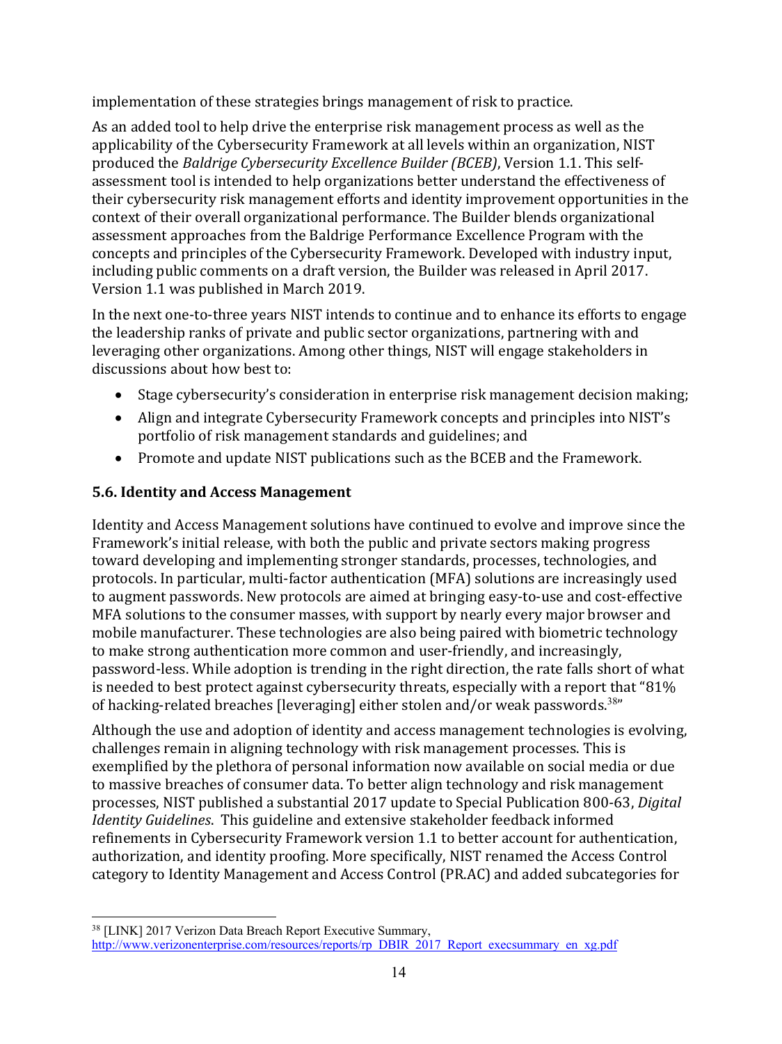implementation of these strategies brings management of risk to practice.

As an added tool to help drive the enterprise risk management process as well as the applicability of the Cybersecurity Framework at all levels within an organization, NIST produced the *Baldrige Cybersecurity Excellence Builder (BCEB)*, Version 1.1. This self-assessment tool is intended to help organizations better understand the effectiveness of their cybersecurity risk management efforts and identity improvement opportunities in the context of their overall organizational performance. The Builder blends organizational assessment approaches from the Baldrige Performance Excellence Program with the concepts and principles of the Cybersecurity Framework. Developed with industry input, including public comments on a draft version, the Builder was released in April 2017. Version 1.1 was published in March 2019.

In the next one-to-three years NIST intends to continue and to enhance its efforts to engage the leadership ranks of private and public sector organizations, partnering with and leveraging other organizations. Among other things, NIST will engage stakeholders in discussions about how best to:

- Stage cybersecurity's consideration in enterprise risk management decision making;
- Align and integrate Cybersecurity Framework concepts and principles into NIST's portfolio of risk management standards and guidelines; and
- Promote and update NIST publications such as the BCEB and the Framework.

### 5.6. Identity and Access Management

Identity and Access Management solutions have continued to evolve and improve since the Framework's initial release, with both the public and private sectors making progress toward developing and implementing stronger standards, processes, technologies, and protocols. In particular, multi-factor authentication (MFA) solutions are increasingly used to augment passwords. New protocols are aimed at bringing easy-to-use and cost-effective MFA solutions to the consumer masses, with support by nearly every major browser and mobile manufacturer. These technologies are also being paired with biometric technology to make strong authentication more common and user-friendly, and increasingly, password-less. While adoption is trending in the right direction, the rate falls short of what is needed to best protect against cybersecurity threats, especially with a report that "81% of hacking-related breaches [leveraging] either stolen and/or weak passwords.[38]"

Although the use and adoption of identity and access management technologies is evolving, challenges remain in aligning technology with risk management processes. This is exemplified by the plethora of personal information now available on social media or due to massive breaches of consumer data. To better align technology and risk management processes, NIST published a substantial 2017 update to Special Publication 800-63, *Digital Identity Guidelines*. This guideline and extensive stakeholder feedback informed refinements in Cybersecurity Framework version 1.1 to better account for authentication, authorization, and identity proofing. More specifically, NIST renamed the Access Control category to Identity Management and Access Control (PR.AC) and added subcategories for

---

[38] [LINK] 2017 Verizon Data Breach Report Executive Summary, http://www.verizonenterprise.com/resources/reports/rp_DBIR_2017_Report_execsummary_en_xg.pdf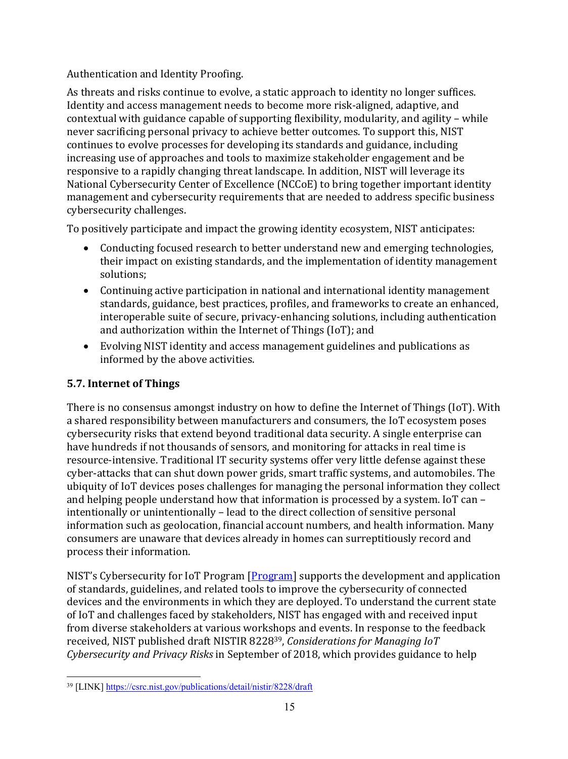Authentication and Identity Proofing.

As threats and risks continue to evolve, a static approach to identity no longer suffices. Identity and access management needs to become more risk-aligned, adaptive, and contextual with guidance capable of supporting flexibility, modularity, and agility – while never sacrificing personal privacy to achieve better outcomes. To support this, NIST continues to evolve processes for developing its standards and guidance, including increasing use of approaches and tools to maximize stakeholder engagement and be responsive to a rapidly changing threat landscape. In addition, NIST will leverage its National Cybersecurity Center of Excellence (NCCoE) to bring together important identity management and cybersecurity requirements that are needed to address specific business cybersecurity challenges.

To positively participate and impact the growing identity ecosystem, NIST anticipates:

- Conducting focused research to better understand new and emerging technologies, their impact on existing standards, and the implementation of identity management solutions;
- Continuing active participation in national and international identity management standards, guidance, best practices, profiles, and frameworks to create an enhanced, interoperable suite of secure, privacy-enhancing solutions, including authentication and authorization within the Internet of Things (IoT); and
- Evolving NIST identity and access management guidelines and publications as informed by the above activities.

### 5.7. Internet of Things

There is no consensus amongst industry on how to define the Internet of Things (IoT). With a shared responsibility between manufacturers and consumers, the IoT ecosystem poses cybersecurity risks that extend beyond traditional data security. A single enterprise can have hundreds if not thousands of sensors, and monitoring for attacks in real time is resource-intensive. Traditional IT security systems offer very little defense against these cyber-attacks that can shut down power grids, smart traffic systems, and automobiles. The ubiquity of IoT devices poses challenges for managing the personal information they collect and helping people understand how that information is processed by a system. IoT can – intentionally or unintentionally – lead to the direct collection of sensitive personal information such as geolocation, financial account numbers, and health information. Many consumers are unaware that devices already in homes can surreptitiously record and process their information.

NIST's Cybersecurity for IoT Program [Program] supports the development and application of standards, guidelines, and related tools to improve the cybersecurity of connected devices and the environments in which they are deployed. To understand the current state of IoT and challenges faced by stakeholders, NIST has engaged with and received input from diverse stakeholders at various workshops and events. In response to the feedback received, NIST published draft NISTIR 8228[39], *Considerations for Managing IoT Cybersecurity and Privacy Risks* in September of 2018, which provides guidance to help

[39] [LINK] https://csrc.nist.gov/publications/detail/nistir/8228/draft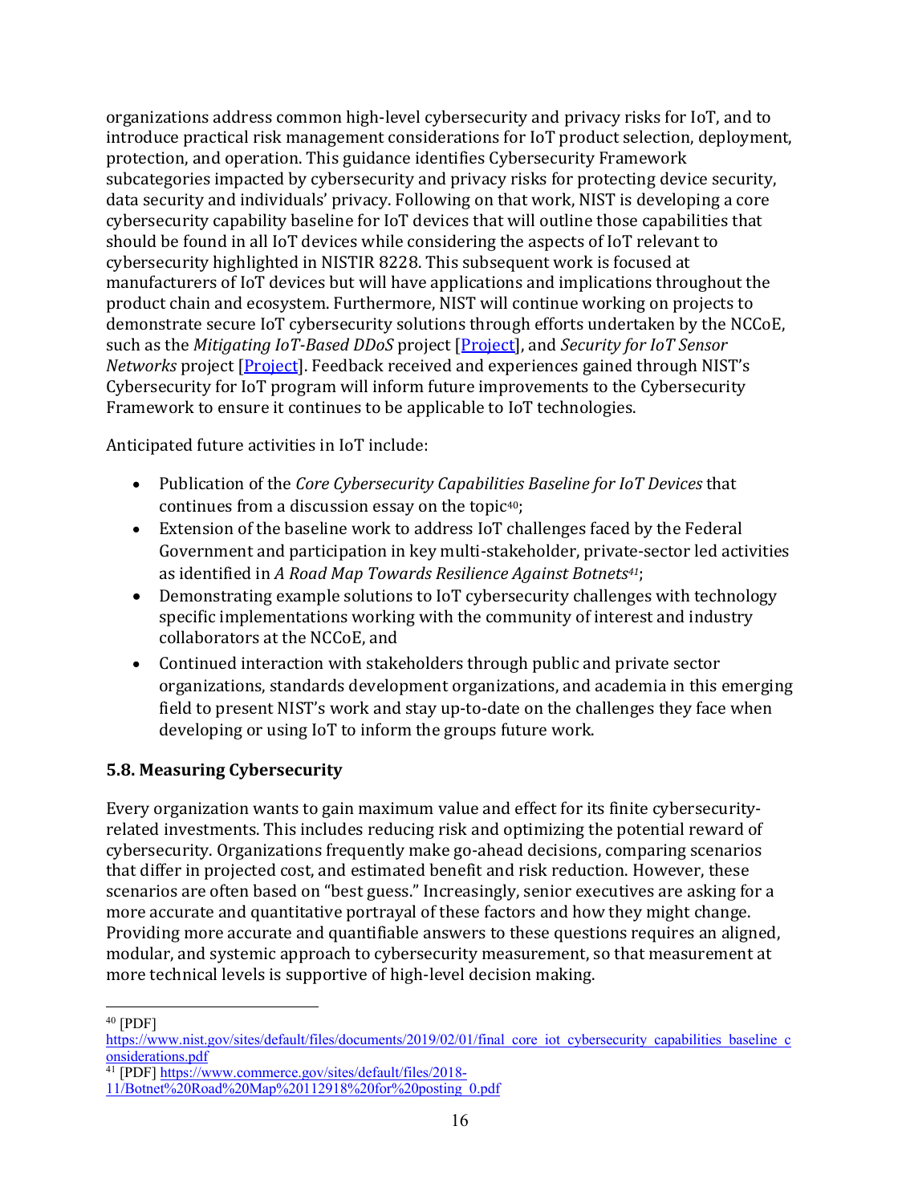organizations address common high-level cybersecurity and privacy risks for IoT, and to introduce practical risk management considerations for IoT product selection, deployment, protection, and operation. This guidance identifies Cybersecurity Framework subcategories impacted by cybersecurity and privacy risks for protecting device security, data security and individuals' privacy. Following on that work, NIST is developing a core cybersecurity capability baseline for IoT devices that will outline those capabilities that should be found in all IoT devices while considering the aspects of IoT relevant to cybersecurity highlighted in NISTIR 8228. This subsequent work is focused at manufacturers of IoT devices but will have applications and implications throughout the product chain and ecosystem. Furthermore, NIST will continue working on projects to demonstrate secure IoT cybersecurity solutions through efforts undertaken by the NCCoE, such as the *Mitigating IoT-Based DDoS* project [Project], and *Security for IoT Sensor Networks* project [Project]. Feedback received and experiences gained through NIST's Cybersecurity for IoT program will inform future improvements to the Cybersecurity Framework to ensure it continues to be applicable to IoT technologies.

Anticipated future activities in IoT include:

- Publication of the *Core Cybersecurity Capabilities Baseline for IoT Devices* that continues from a discussion essay on the topic[40];
- Extension of the baseline work to address IoT challenges faced by the Federal Government and participation in key multi-stakeholder, private-sector led activities as identified in *A Road Map Towards Resilience Against Botnets*[41];
- Demonstrating example solutions to IoT cybersecurity challenges with technology specific implementations working with the community of interest and industry collaborators at the NCCoE, and
- Continued interaction with stakeholders through public and private sector organizations, standards development organizations, and academia in this emerging field to present NIST's work and stay up-to-date on the challenges they face when developing or using IoT to inform the groups future work.

### 5.8. Measuring Cybersecurity

Every organization wants to gain maximum value and effect for its finite cybersecurity-related investments. This includes reducing risk and optimizing the potential reward of cybersecurity. Organizations frequently make go-ahead decisions, comparing scenarios that differ in projected cost, and estimated benefit and risk reduction. However, these scenarios are often based on "best guess." Increasingly, senior executives are asking for a more accurate and quantitative portrayal of these factors and how they might change. Providing more accurate and quantifiable answers to these questions requires an aligned, modular, and systemic approach to cybersecurity measurement, so that measurement at more technical levels is supportive of high-level decision making.

---

[40] [PDF] https://www.nist.gov/sites/default/files/documents/2019/02/01/final_core_iot_cybersecurity_capabilities_baseline_considerations.pdf

[41] [PDF] https://www.commerce.gov/sites/default/files/2018-11/Botnet%20Road%20Map%20112918%20for%20posting_0.pdf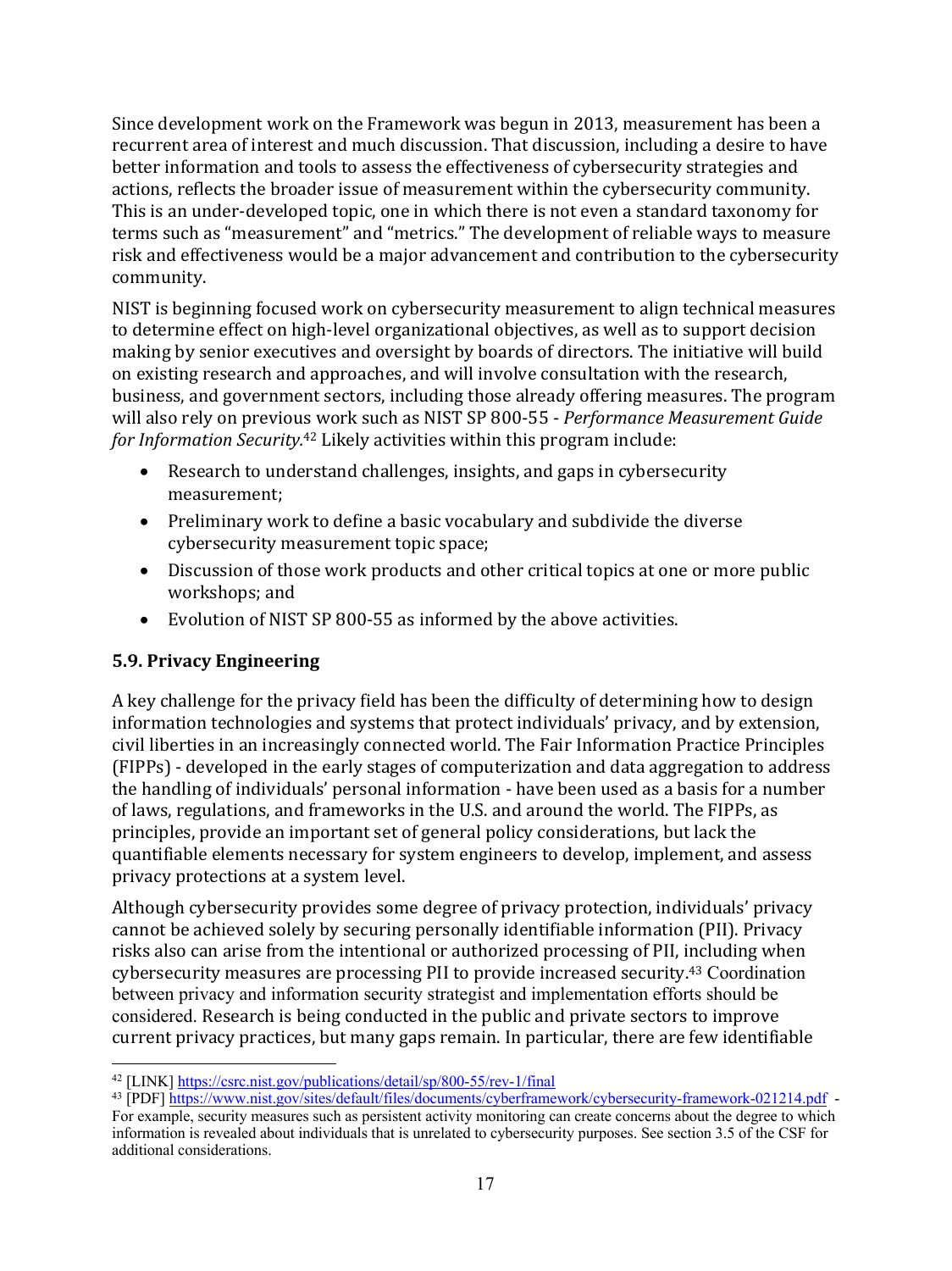Since development work on the Framework was begun in 2013, measurement has been a recurrent area of interest and much discussion. That discussion, including a desire to have better information and tools to assess the effectiveness of cybersecurity strategies and actions, reflects the broader issue of measurement within the cybersecurity community. This is an under-developed topic, one in which there is not even a standard taxonomy for terms such as "measurement" and "metrics." The development of reliable ways to measure risk and effectiveness would be a major advancement and contribution to the cybersecurity community.

NIST is beginning focused work on cybersecurity measurement to align technical measures to determine effect on high-level organizational objectives, as well as to support decision making by senior executives and oversight by boards of directors. The initiative will build on existing research and approaches, and will involve consultation with the research, business, and government sectors, including those already offering measures. The program will also rely on previous work such as NIST SP 800-55 - *Performance Measurement Guide for Information Security.*[42] Likely activities within this program include:

- Research to understand challenges, insights, and gaps in cybersecurity measurement;
- Preliminary work to define a basic vocabulary and subdivide the diverse cybersecurity measurement topic space;
- Discussion of those work products and other critical topics at one or more public workshops; and
- Evolution of NIST SP 800-55 as informed by the above activities.

### 5.9. Privacy Engineering

A key challenge for the privacy field has been the difficulty of determining how to design information technologies and systems that protect individuals' privacy, and by extension, civil liberties in an increasingly connected world. The Fair Information Practice Principles (FIPPs) - developed in the early stages of computerization and data aggregation to address the handling of individuals' personal information - have been used as a basis for a number of laws, regulations, and frameworks in the U.S. and around the world. The FIPPs, as principles, provide an important set of general policy considerations, but lack the quantifiable elements necessary for system engineers to develop, implement, and assess privacy protections at a system level.

Although cybersecurity provides some degree of privacy protection, individuals' privacy cannot be achieved solely by securing personally identifiable information (PII). Privacy risks also can arise from the intentional or authorized processing of PII, including when cybersecurity measures are processing PII to provide increased security.[43] Coordination between privacy and information security strategist and implementation efforts should be considered. Research is being conducted in the public and private sectors to improve current privacy practices, but many gaps remain. In particular, there are few identifiable

---

[42] [LINK] https://csrc.nist.gov/publications/detail/sp/800-55/rev-1/final

[43] [PDF] https://www.nist.gov/sites/default/files/documents/cyberframework/cybersecurity-framework-021214.pdf - For example, security measures such as persistent activity monitoring can create concerns about the degree to which information is revealed about individuals that is unrelated to cybersecurity purposes. See section 3.5 of the CSF for additional considerations.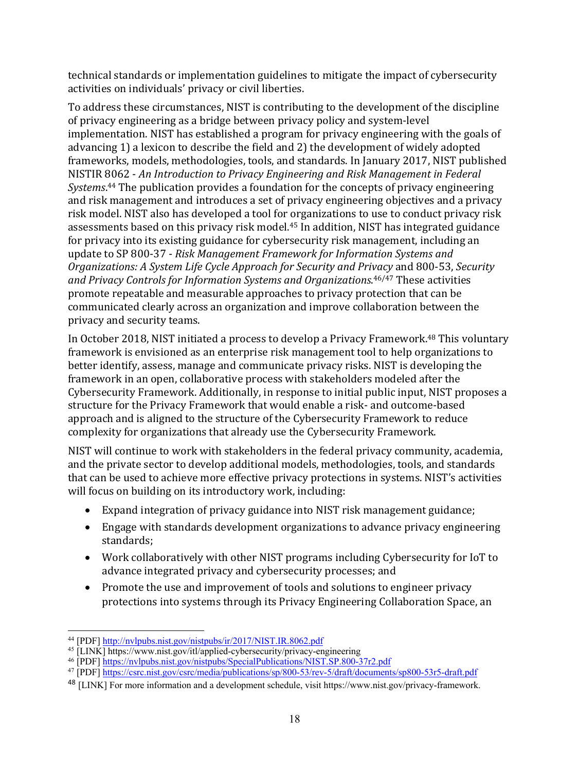technical standards or implementation guidelines to mitigate the impact of cybersecurity activities on individuals' privacy or civil liberties.

To address these circumstances, NIST is contributing to the development of the discipline of privacy engineering as a bridge between privacy policy and system-level implementation. NIST has established a program for privacy engineering with the goals of advancing 1) a lexicon to describe the field and 2) the development of widely adopted frameworks, models, methodologies, tools, and standards. In January 2017, NIST published NISTIR 8062 - *An Introduction to Privacy Engineering and Risk Management in Federal Systems*.[44] The publication provides a foundation for the concepts of privacy engineering and risk management and introduces a set of privacy engineering objectives and a privacy risk model. NIST also has developed a tool for organizations to use to conduct privacy risk assessments based on this privacy risk model.[45] In addition, NIST has integrated guidance for privacy into its existing guidance for cybersecurity risk management, including an update to SP 800-37 - *Risk Management Framework for Information Systems and Organizations: A System Life Cycle Approach for Security and Privacy* and 800-53, *Security and Privacy Controls for Information Systems and Organizations*.[46/47] These activities promote repeatable and measurable approaches to privacy protection that can be communicated clearly across an organization and improve collaboration between the privacy and security teams.

In October 2018, NIST initiated a process to develop a Privacy Framework.[48] This voluntary framework is envisioned as an enterprise risk management tool to help organizations to better identify, assess, manage and communicate privacy risks. NIST is developing the framework in an open, collaborative process with stakeholders modeled after the Cybersecurity Framework. Additionally, in response to initial public input, NIST proposes a structure for the Privacy Framework that would enable a risk- and outcome-based approach and is aligned to the structure of the Cybersecurity Framework to reduce complexity for organizations that already use the Cybersecurity Framework.

NIST will continue to work with stakeholders in the federal privacy community, academia, and the private sector to develop additional models, methodologies, tools, and standards that can be used to achieve more effective privacy protections in systems. NIST's activities will focus on building on its introductory work, including:

- Expand integration of privacy guidance into NIST risk management guidance;
- Engage with standards development organizations to advance privacy engineering standards;
- Work collaboratively with other NIST programs including Cybersecurity for IoT to advance integrated privacy and cybersecurity processes; and
- Promote the use and improvement of tools and solutions to engineer privacy protections into systems through its Privacy Engineering Collaboration Space, an

---

[44] [PDF] http://nvlpubs.nist.gov/nistpubs/ir/2017/NIST.IR.8062.pdf

[45] [LINK] https://www.nist.gov/itl/applied-cybersecurity/privacy-engineering

[46] [PDF] https://nvlpubs.nist.gov/nistpubs/SpecialPublications/NIST.SP.800-37r2.pdf

[47] [PDF] https://csrc.nist.gov/csrc/media/publications/sp/800-53/rev-5/draft/documents/sp800-53r5-draft.pdf

[48] [LINK] For more information and a development schedule, visit https://www.nist.gov/privacy-framework.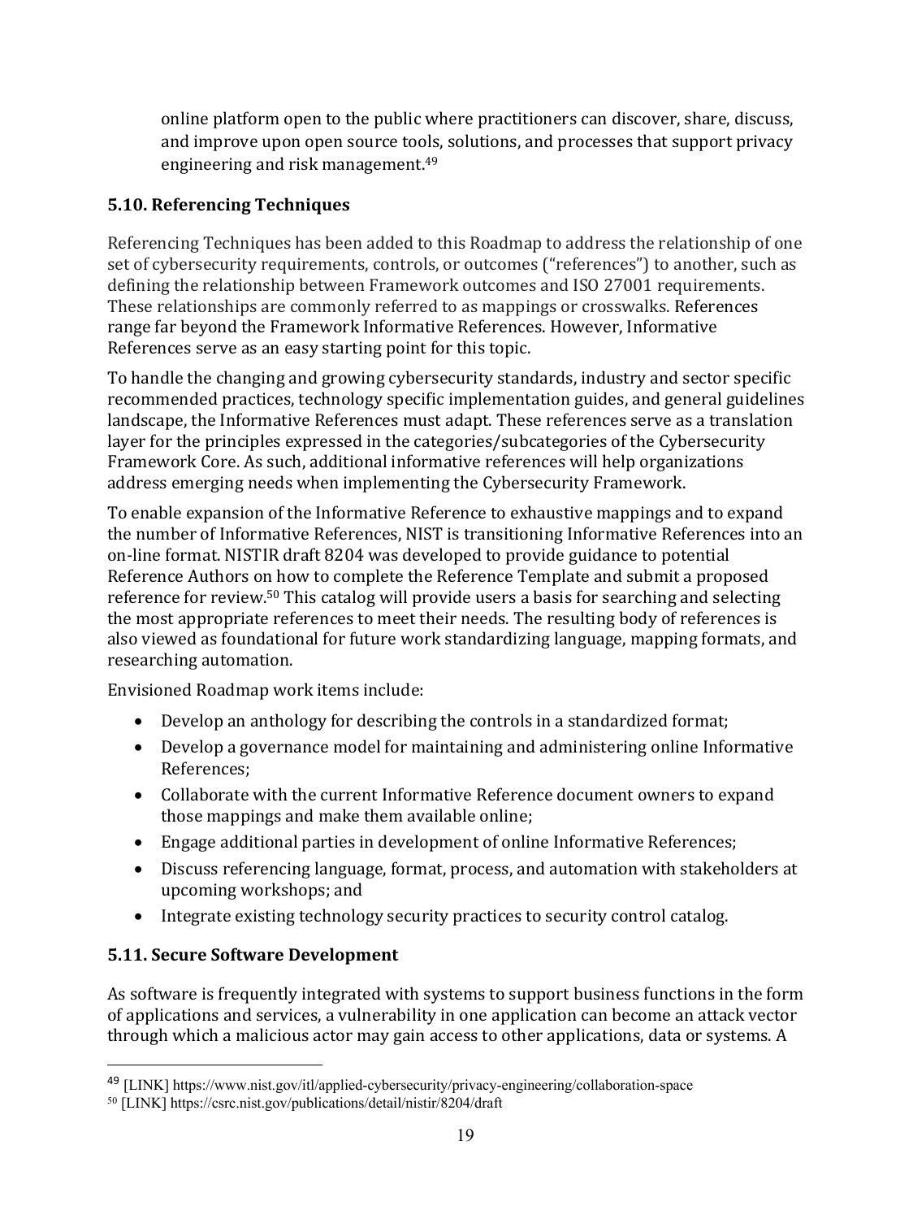online platform open to the public where practitioners can discover, share, discuss, and improve upon open source tools, solutions, and processes that support privacy engineering and risk management.[49]

### 5.10. Referencing Techniques

Referencing Techniques has been added to this Roadmap to address the relationship of one set of cybersecurity requirements, controls, or outcomes ("references") to another, such as defining the relationship between Framework outcomes and ISO 27001 requirements. These relationships are commonly referred to as mappings or crosswalks. References range far beyond the Framework Informative References. However, Informative References serve as an easy starting point for this topic.

To handle the changing and growing cybersecurity standards, industry and sector specific recommended practices, technology specific implementation guides, and general guidelines landscape, the Informative References must adapt. These references serve as a translation layer for the principles expressed in the categories/subcategories of the Cybersecurity Framework Core. As such, additional informative references will help organizations address emerging needs when implementing the Cybersecurity Framework.

To enable expansion of the Informative Reference to exhaustive mappings and to expand the number of Informative References, NIST is transitioning Informative References into an on-line format. NISTIR draft 8204 was developed to provide guidance to potential Reference Authors on how to complete the Reference Template and submit a proposed reference for review.[50] This catalog will provide users a basis for searching and selecting the most appropriate references to meet their needs. The resulting body of references is also viewed as foundational for future work standardizing language, mapping formats, and researching automation.

Envisioned Roadmap work items include:

- Develop an anthology for describing the controls in a standardized format;
- Develop a governance model for maintaining and administering online Informative References;
- Collaborate with the current Informative Reference document owners to expand those mappings and make them available online;
- Engage additional parties in development of online Informative References;
- Discuss referencing language, format, process, and automation with stakeholders at upcoming workshops; and
- Integrate existing technology security practices to security control catalog.

### 5.11. Secure Software Development

As software is frequently integrated with systems to support business functions in the form of applications and services, a vulnerability in one application can become an attack vector through which a malicious actor may gain access to other applications, data or systems. A

---

[49] [LINK] https://www.nist.gov/itl/applied-cybersecurity/privacy-engineering/collaboration-space

[50] [LINK] https://csrc.nist.gov/publications/detail/nistir/8204/draft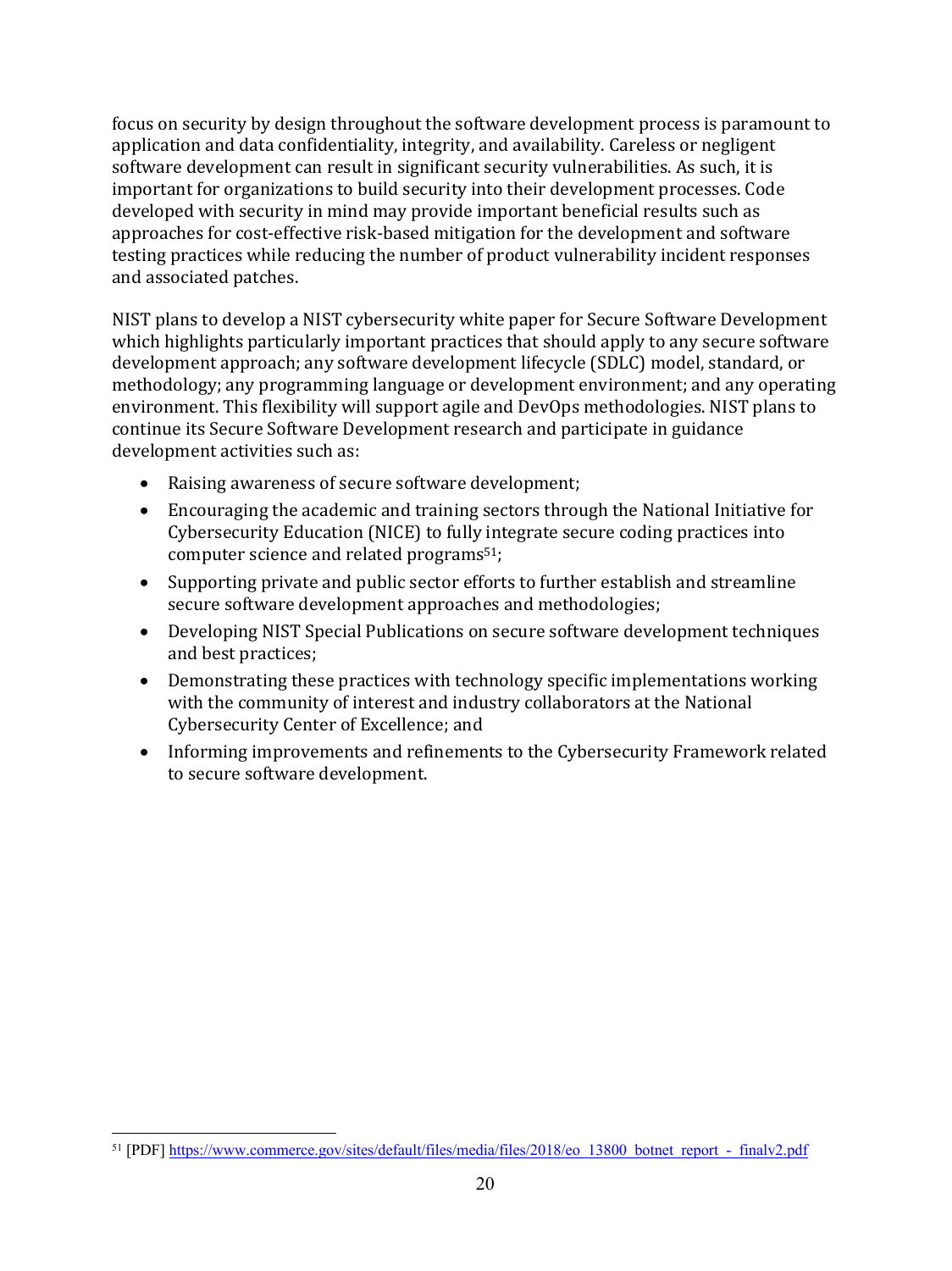focus on security by design throughout the software development process is paramount to application and data confidentiality, integrity, and availability. Careless or negligent software development can result in significant security vulnerabilities. As such, it is important for organizations to build security into their development processes. Code developed with security in mind may provide important beneficial results such as approaches for cost-effective risk-based mitigation for the development and software testing practices while reducing the number of product vulnerability incident responses and associated patches.

NIST plans to develop a NIST cybersecurity white paper for Secure Software Development which highlights particularly important practices that should apply to any secure software development approach; any software development lifecycle (SDLC) model, standard, or methodology; any programming language or development environment; and any operating environment. This flexibility will support agile and DevOps methodologies. NIST plans to continue its Secure Software Development research and participate in guidance development activities such as:

- Raising awareness of secure software development;
- Encouraging the academic and training sectors through the National Initiative for Cybersecurity Education (NICE) to fully integrate secure coding practices into computer science and related programs[51];
- Supporting private and public sector efforts to further establish and streamline secure software development approaches and methodologies;
- Developing NIST Special Publications on secure software development techniques and best practices;
- Demonstrating these practices with technology specific implementations working with the community of interest and industry collaborators at the National Cybersecurity Center of Excellence; and
- Informing improvements and refinements to the Cybersecurity Framework related to secure software development.

---

[51] [PDF] https://www.commerce.gov/sites/default/files/media/files/2018/eo_13800_botnet_report_-_finalv2.pdf